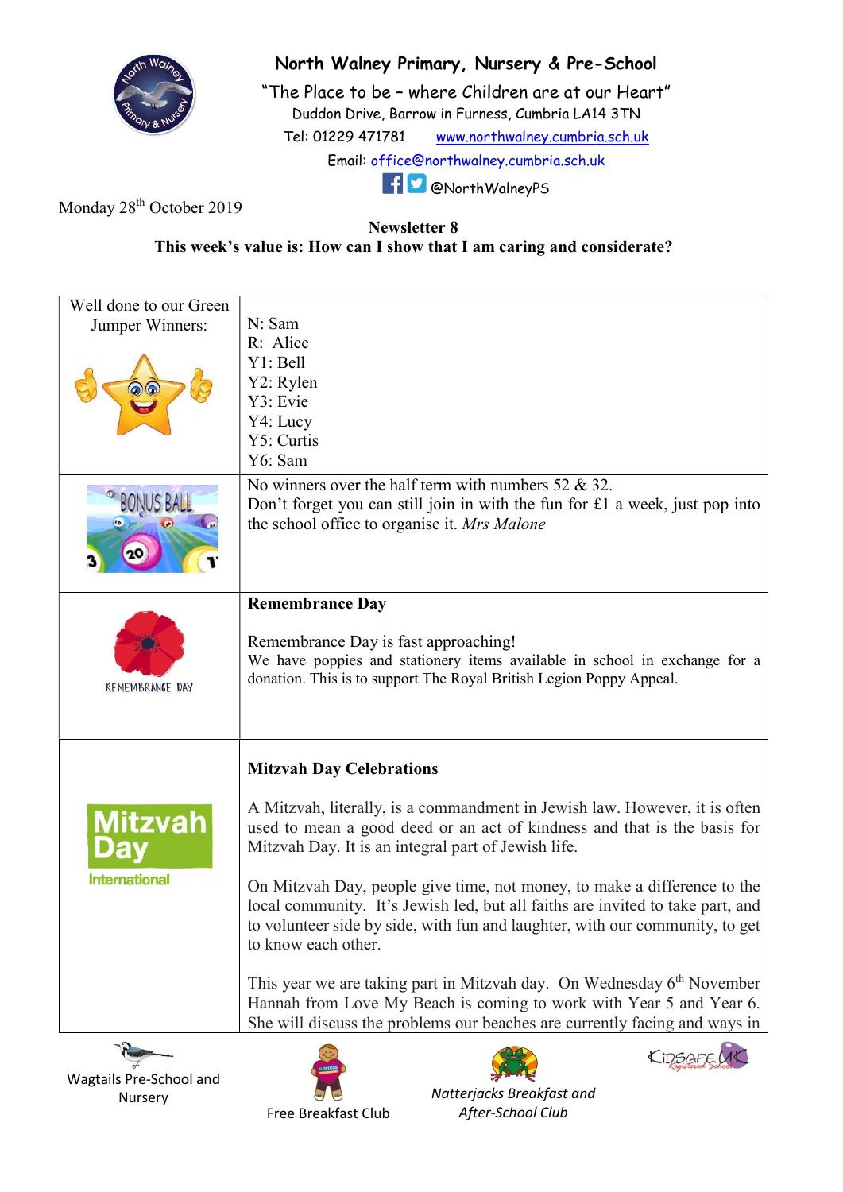# North Walney Primary, Nursery & Pre-School

"The Place to be – where Children are at our Heart"

Duddon Drive, Barrow in Furness, Cumbria LA14 3TN

Tel: 01229 471781 www.northwalney.cumbria.sch.uk

Email: office@northwalney.cumbria.sch.uk

@NorthWalneyPS

Monday 28th October 2019

## Newsletter 8

**This week's value is: How can I show that I am caring and considerate?**

| | |
|---|---|
| Well done to our Green Jumper Winners: | N: Sam<br>R: Alice<br>Y1: Bell<br>Y2: Rylen<br>Y3: Evie<br>Y4: Lucy<br>Y5: Curtis<br>Y6: Sam |
| BONUS BALL | No winners over the half term with numbers 52 & 32.<br>Don't forget you can still join in with the fun for £1 a week, just pop into the school office to organise it. *Mrs Malone* |
| REMEMBRANCE DAY | **Remembrance Day**<br><br>Remembrance Day is fast approaching!<br>We have poppies and stationery items available in school in exchange for a donation. This is to support The Royal British Legion Poppy Appeal. |
| Mitzvah Day International | **Mitzvah Day Celebrations**<br><br>A Mitzvah, literally, is a commandment in Jewish law. However, it is often used to mean a good deed or an act of kindness and that is the basis for Mitzvah Day. It is an integral part of Jewish life.<br><br>On Mitzvah Day, people give time, not money, to make a difference to the local community. It's Jewish led, but all faiths are invited to take part, and to volunteer side by side, with fun and laughter, with our community, to get to know each other.<br><br>This year we are taking part in Mitzvah day. On Wednesday 6th November Hannah from Love My Beach is coming to work with Year 5 and Year 6. She will discuss the problems our beaches are currently facing and ways in |

Wagtails Pre-School and Nursery | Free Breakfast Club | *Natterjacks Breakfast and After-School Club* | KIDSAFE UK Registered School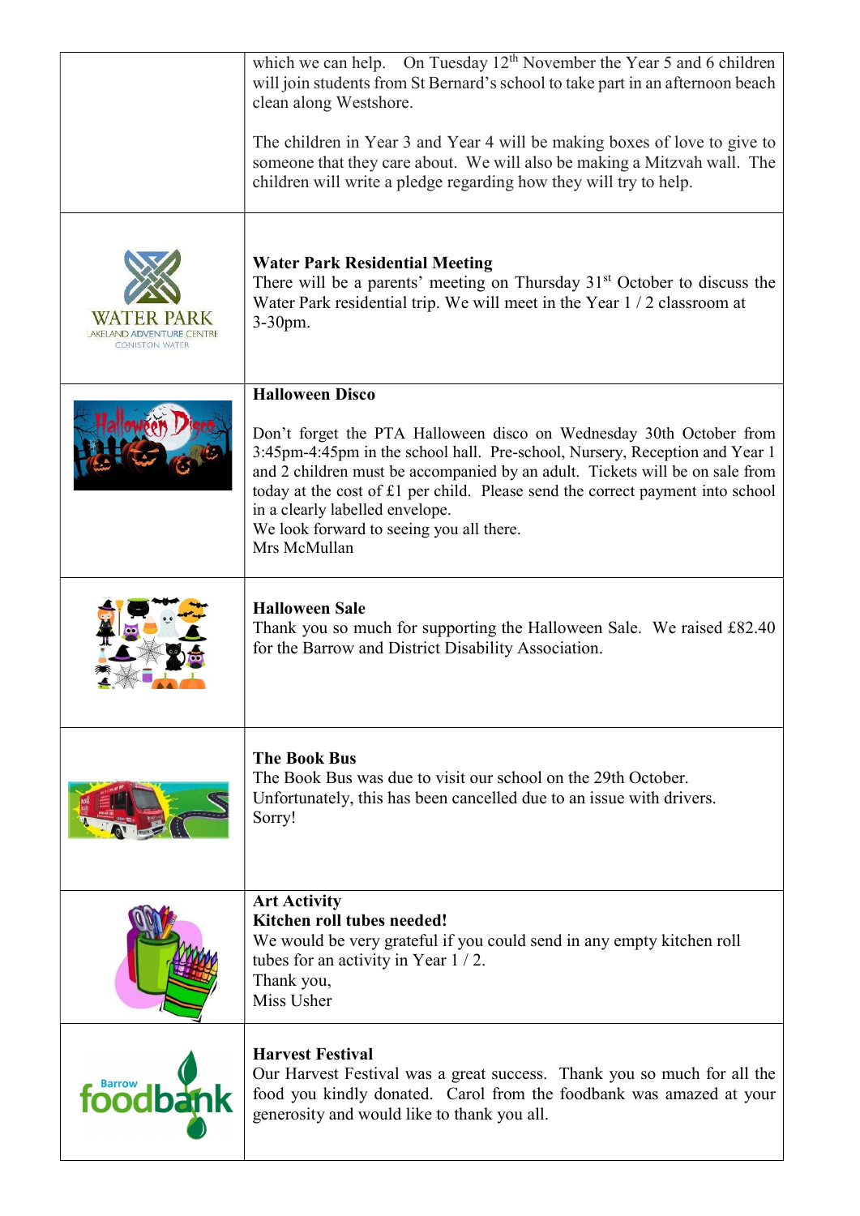which we can help. On Tuesday 12th November the Year 5 and 6 children will join students from St Bernard's school to take part in an afternoon beach clean along Westshore.

The children in Year 3 and Year 4 will be making boxes of love to give to someone that they care about. We will also be making a Mitzvah wall. The children will write a pledge regarding how they will try to help.

**Water Park Residential Meeting**
There will be a parents' meeting on Thursday 31st October to discuss the Water Park residential trip. We will meet in the Year 1 / 2 classroom at 3-30pm.

**Halloween Disco**

Don't forget the PTA Halloween disco on Wednesday 30th October from 3:45pm-4:45pm in the school hall. Pre-school, Nursery, Reception and Year 1 and 2 children must be accompanied by an adult. Tickets will be on sale from today at the cost of £1 per child. Please send the correct payment into school in a clearly labelled envelope.
We look forward to seeing you all there.
Mrs McMullan

**Halloween Sale**
Thank you so much for supporting the Halloween Sale. We raised £82.40 for the Barrow and District Disability Association.

**The Book Bus**
The Book Bus was due to visit our school on the 29th October.
Unfortunately, this has been cancelled due to an issue with drivers.
Sorry!

**Art Activity**
**Kitchen roll tubes needed!**
We would be very grateful if you could send in any empty kitchen roll tubes for an activity in Year 1 / 2.
Thank you,
Miss Usher

**Harvest Festival**
Our Harvest Festival was a great success. Thank you so much for all the food you kindly donated. Carol from the foodbank was amazed at your generosity and would like to thank you all.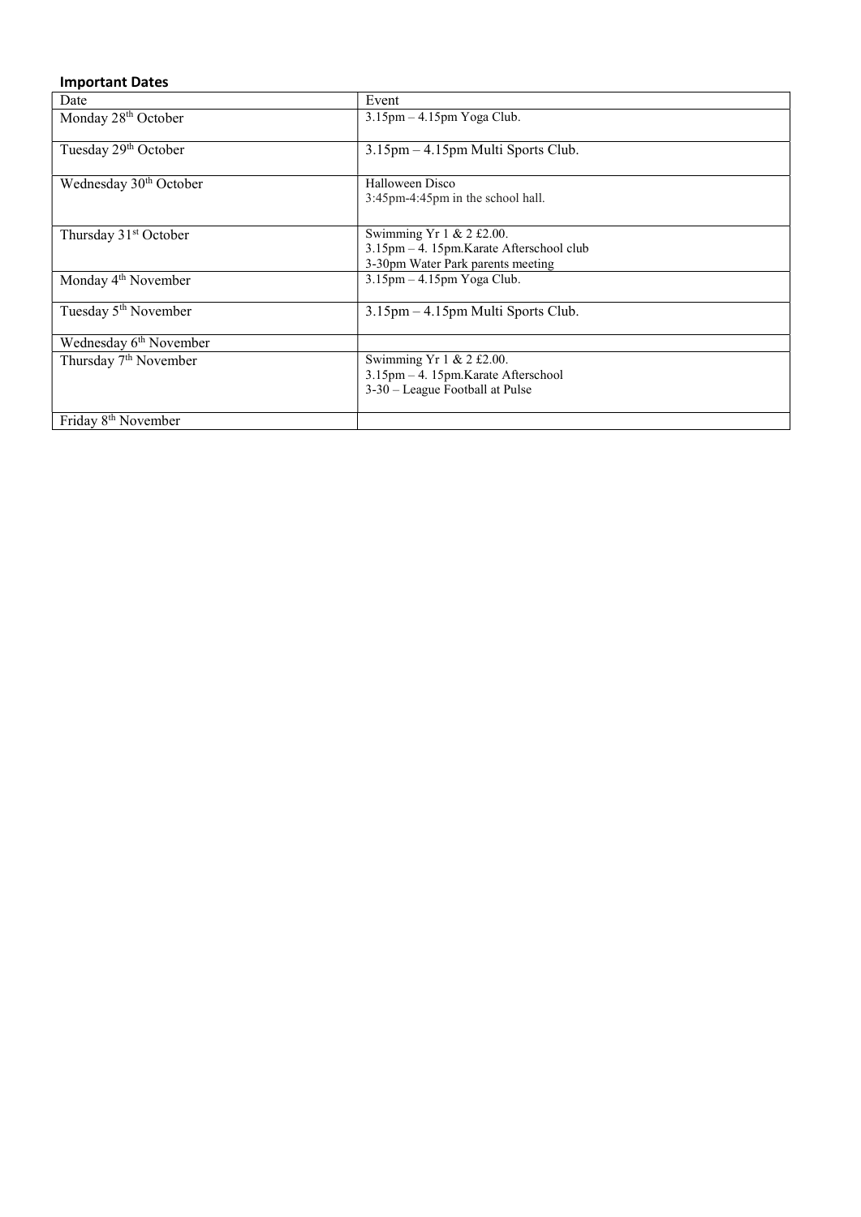**Important Dates**

| Date | Event |
|---|---|
| Monday 28th October | 3.15pm – 4.15pm Yoga Club. |
| Tuesday 29th October | 3.15pm – 4.15pm Multi Sports Club. |
| Wednesday 30th October | Halloween Disco<br>3:45pm-4:45pm in the school hall. |
| Thursday 31st October | Swimming Yr 1 & 2 £2.00.<br>3.15pm – 4. 15pm.Karate Afterschool club<br>3-30pm Water Park parents meeting |
| Monday 4th November | 3.15pm – 4.15pm Yoga Club. |
| Tuesday 5th November | 3.15pm – 4.15pm Multi Sports Club. |
| Wednesday 6th November | |
| Thursday 7th November | Swimming Yr 1 & 2 £2.00.<br>3.15pm – 4. 15pm.Karate Afterschool<br>3-30 – League Football at Pulse |
| Friday 8th November | |